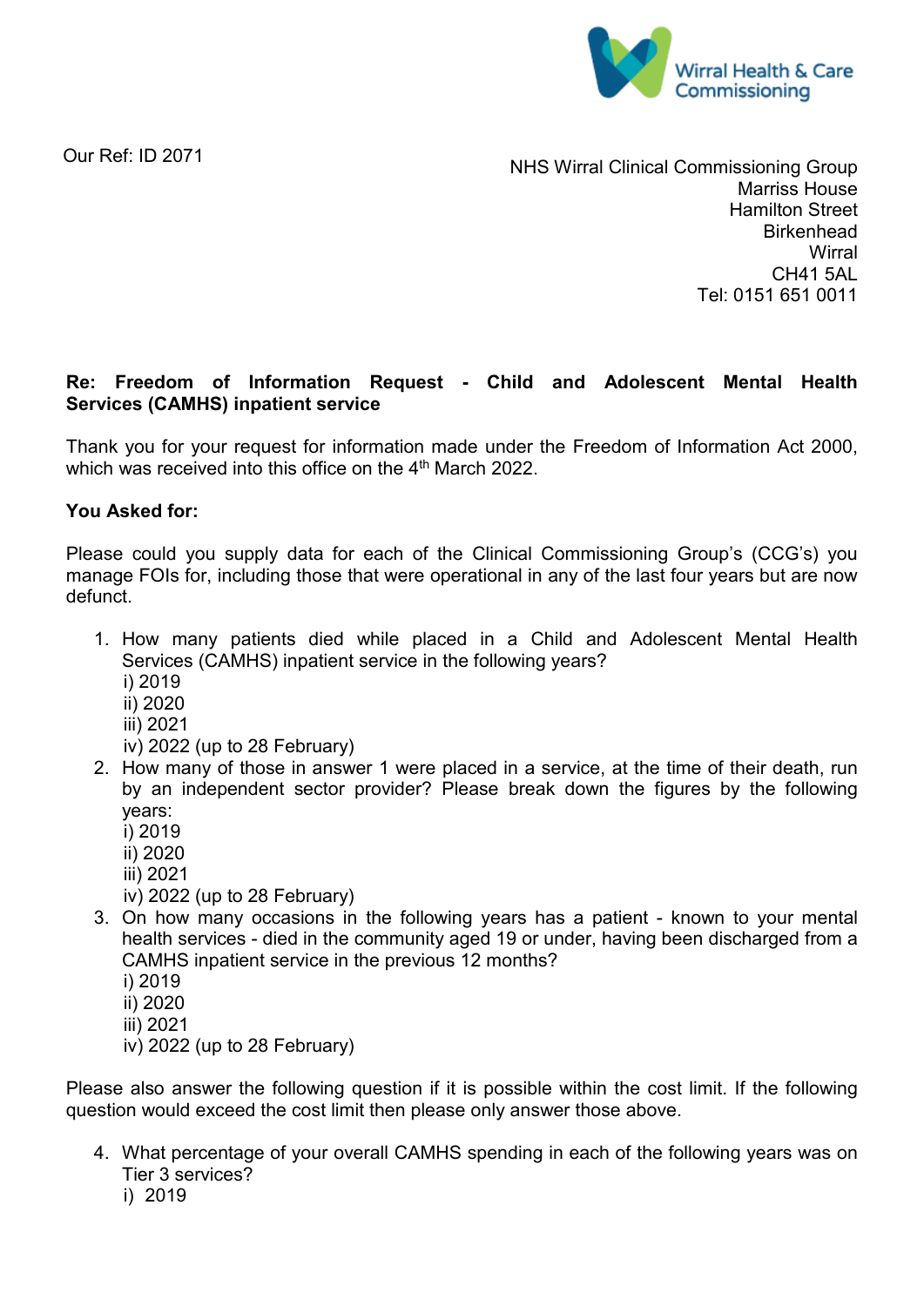Wirral Health & Care Commissioning

Our Ref: ID 2071

NHS Wirral Clinical Commissioning Group
Marriss House
Hamilton Street
Birkenhead
Wirral
CH41 5AL
Tel: 0151 651 0011

**Re: Freedom of Information Request - Child and Adolescent Mental Health Services (CAMHS) inpatient service**

Thank you for your request for information made under the Freedom of Information Act 2000, which was received into this office on the 4th March 2022.

**You Asked for:**

Please could you supply data for each of the Clinical Commissioning Group's (CCG's) you manage FOIs for, including those that were operational in any of the last four years but are now defunct.

1. How many patients died while placed in a Child and Adolescent Mental Health Services (CAMHS) inpatient service in the following years?
   i) 2019
   ii) 2020
   iii) 2021
   iv) 2022 (up to 28 February)
2. How many of those in answer 1 were placed in a service, at the time of their death, run by an independent sector provider? Please break down the figures by the following years:
   i) 2019
   ii) 2020
   iii) 2021
   iv) 2022 (up to 28 February)
3. On how many occasions in the following years has a patient - known to your mental health services - died in the community aged 19 or under, having been discharged from a CAMHS inpatient service in the previous 12 months?
   i) 2019
   ii) 2020
   iii) 2021
   iv) 2022 (up to 28 February)

Please also answer the following question if it is possible within the cost limit. If the following question would exceed the cost limit then please only answer those above.

4. What percentage of your overall CAMHS spending in each of the following years was on Tier 3 services?
   i) 2019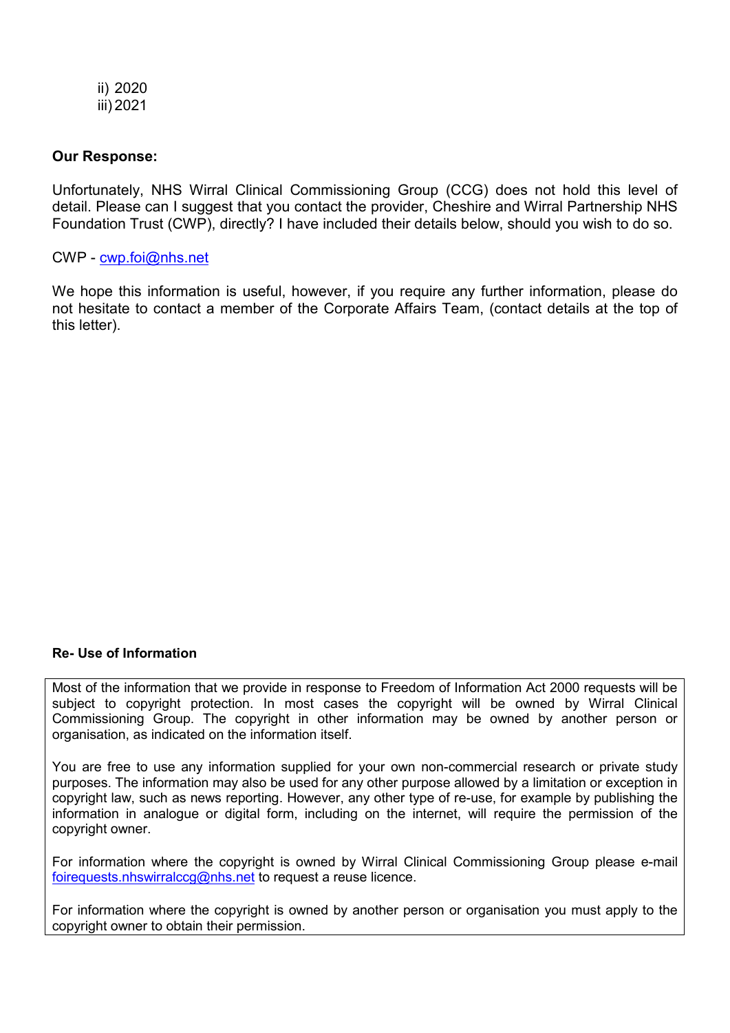ii) 2020
iii) 2021

**Our Response:**

Unfortunately, NHS Wirral Clinical Commissioning Group (CCG) does not hold this level of detail. Please can I suggest that you contact the provider, Cheshire and Wirral Partnership NHS Foundation Trust (CWP), directly? I have included their details below, should you wish to do so.

CWP - cwp.foi@nhs.net

We hope this information is useful, however, if you require any further information, please do not hesitate to contact a member of the Corporate Affairs Team, (contact details at the top of this letter).

**Re- Use of Information**

Most of the information that we provide in response to Freedom of Information Act 2000 requests will be subject to copyright protection. In most cases the copyright will be owned by Wirral Clinical Commissioning Group. The copyright in other information may be owned by another person or organisation, as indicated on the information itself.

You are free to use any information supplied for your own non-commercial research or private study purposes. The information may also be used for any other purpose allowed by a limitation or exception in copyright law, such as news reporting. However, any other type of re-use, for example by publishing the information in analogue or digital form, including on the internet, will require the permission of the copyright owner.

For information where the copyright is owned by Wirral Clinical Commissioning Group please e-mail foirequests.nhswirralccg@nhs.net to request a reuse licence.

For information where the copyright is owned by another person or organisation you must apply to the copyright owner to obtain their permission.